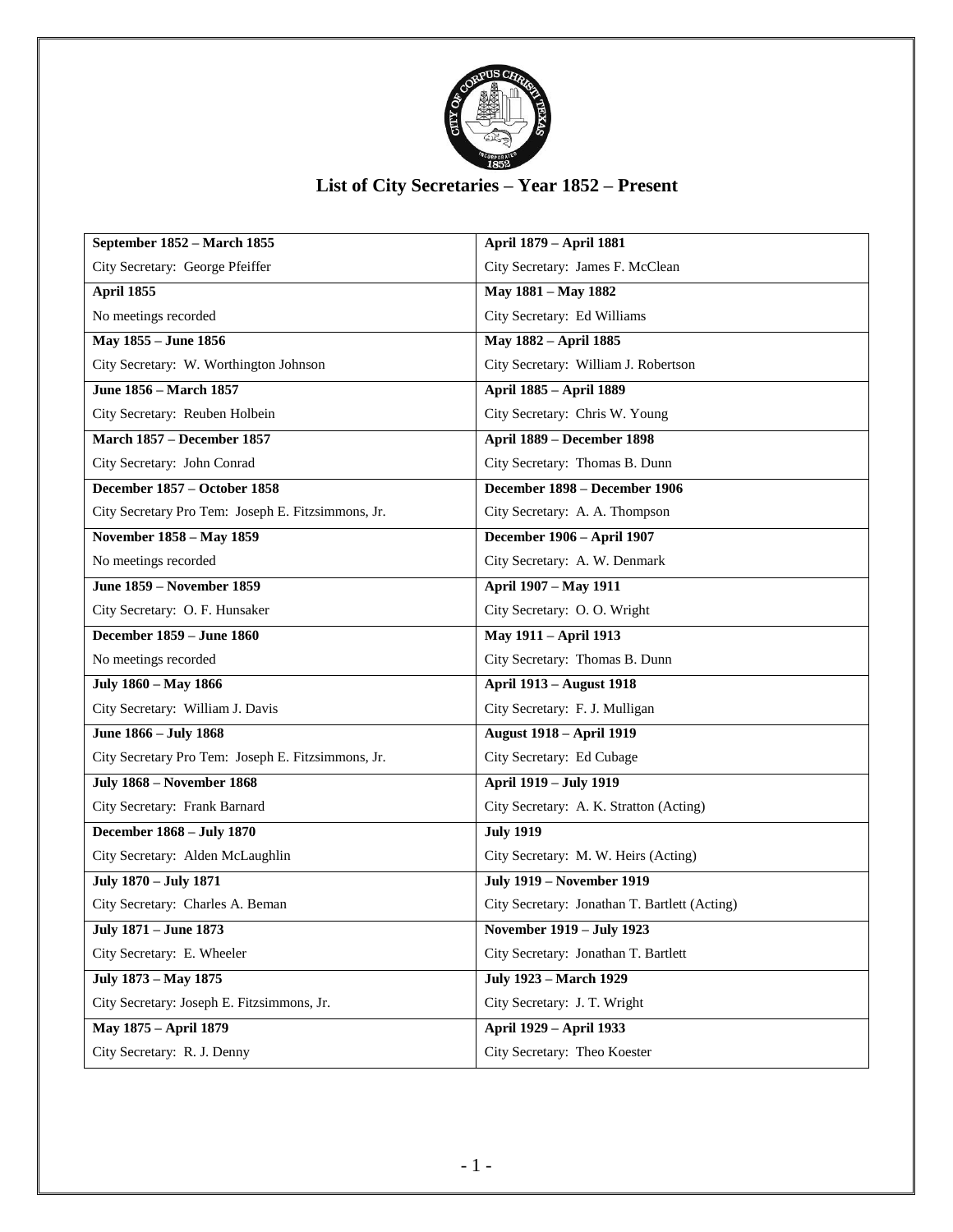# List of City Secretaries – Year 1852 – Present

| | |
|---|---|
| **September 1852 – March 1855** | **April 1879 – April 1881** |
| City Secretary: George Pfeiffer | City Secretary: James F. McClean |
| **April 1855** | **May 1881 – May 1882** |
| No meetings recorded | City Secretary: Ed Williams |
| **May 1855 – June 1856** | **May 1882 – April 1885** |
| City Secretary: W. Worthington Johnson | City Secretary: William J. Robertson |
| **June 1856 – March 1857** | **April 1885 – April 1889** |
| City Secretary: Reuben Holbein | City Secretary: Chris W. Young |
| **March 1857 – December 1857** | **April 1889 – December 1898** |
| City Secretary: John Conrad | City Secretary: Thomas B. Dunn |
| **December 1857 – October 1858** | **December 1898 – December 1906** |
| City Secretary Pro Tem: Joseph E. Fitzsimmons, Jr. | City Secretary: A. A. Thompson |
| **November 1858 – May 1859** | **December 1906 – April 1907** |
| No meetings recorded | City Secretary: A. W. Denmark |
| **June 1859 – November 1859** | **April 1907 – May 1911** |
| City Secretary: O. F. Hunsaker | City Secretary: O. O. Wright |
| **December 1859 – June 1860** | **May 1911 – April 1913** |
| No meetings recorded | City Secretary: Thomas B. Dunn |
| **July 1860 – May 1866** | **April 1913 – August 1918** |
| City Secretary: William J. Davis | City Secretary: F. J. Mulligan |
| **June 1866 – July 1868** | **August 1918 – April 1919** |
| City Secretary Pro Tem: Joseph E. Fitzsimmons, Jr. | City Secretary: Ed Cubage |
| **July 1868 – November 1868** | **April 1919 – July 1919** |
| City Secretary: Frank Barnard | City Secretary: A. K. Stratton (Acting) |
| **December 1868 – July 1870** | **July 1919** |
| City Secretary: Alden McLaughlin | City Secretary: M. W. Heirs (Acting) |
| **July 1870 – July 1871** | **July 1919 – November 1919** |
| City Secretary: Charles A. Beman | City Secretary: Jonathan T. Bartlett (Acting) |
| **July 1871 – June 1873** | **November 1919 – July 1923** |
| City Secretary: E. Wheeler | City Secretary: Jonathan T. Bartlett |
| **July 1873 – May 1875** | **July 1923 – March 1929** |
| City Secretary: Joseph E. Fitzsimmons, Jr. | City Secretary: J. T. Wright |
| **May 1875 – April 1879** | **April 1929 – April 1933** |
| City Secretary: R. J. Denny | City Secretary: Theo Koester |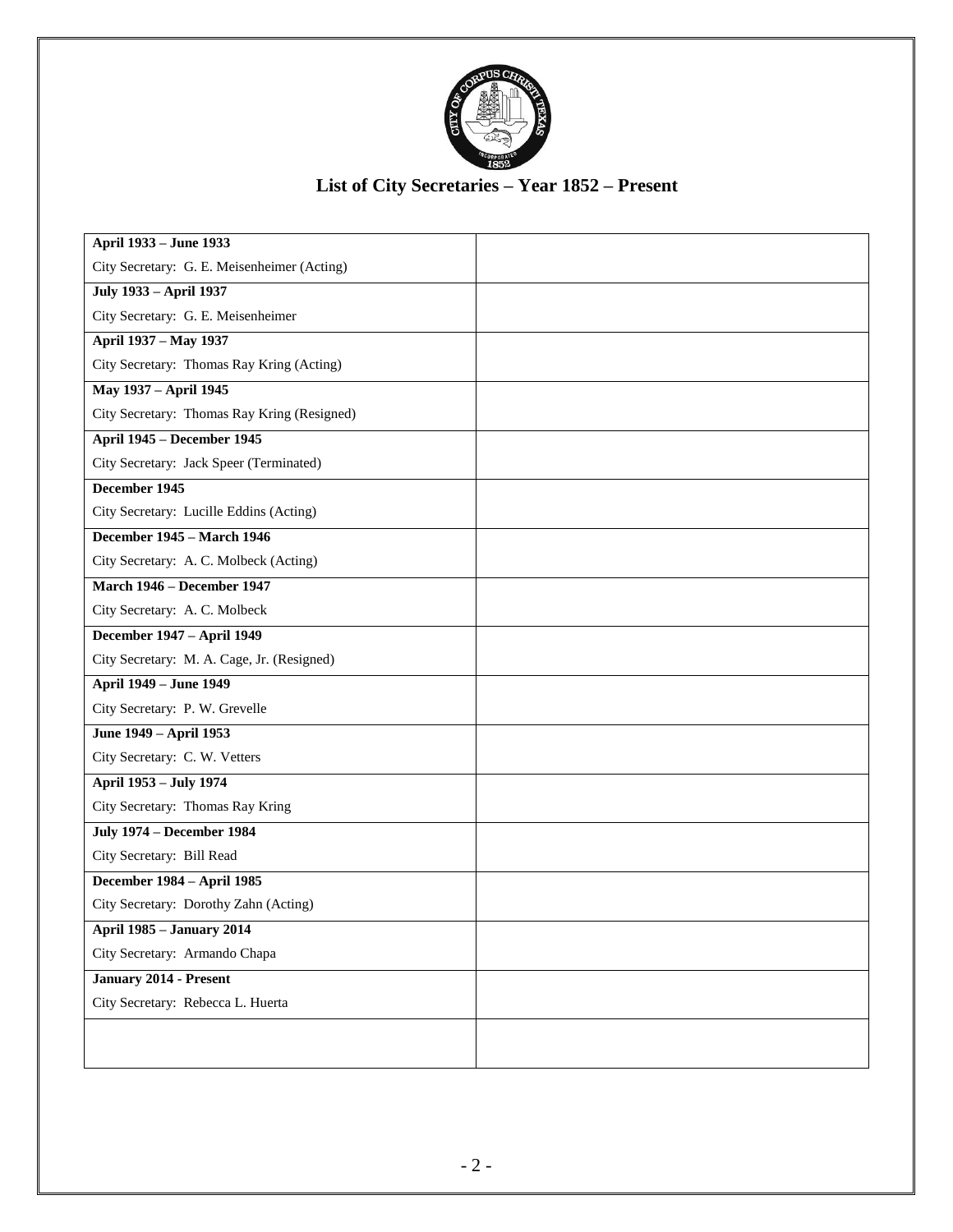# List of City Secretaries – Year 1852 – Present

| | |
|---|---|
| **April 1933 – June 1933**<br>City Secretary: G. E. Meisenheimer (Acting) | |
| **July 1933 – April 1937**<br>City Secretary: G. E. Meisenheimer | |
| **April 1937 – May 1937**<br>City Secretary: Thomas Ray Kring (Acting) | |
| **May 1937 – April 1945**<br>City Secretary: Thomas Ray Kring (Resigned) | |
| **April 1945 – December 1945**<br>City Secretary: Jack Speer (Terminated) | |
| **December 1945**<br>City Secretary: Lucille Eddins (Acting) | |
| **December 1945 – March 1946**<br>City Secretary: A. C. Molbeck (Acting) | |
| **March 1946 – December 1947**<br>City Secretary: A. C. Molbeck | |
| **December 1947 – April 1949**<br>City Secretary: M. A. Cage, Jr. (Resigned) | |
| **April 1949 – June 1949**<br>City Secretary: P. W. Grevelle | |
| **June 1949 – April 1953**<br>City Secretary: C. W. Vetters | |
| **April 1953 – July 1974**<br>City Secretary: Thomas Ray Kring | |
| **July 1974 – December 1984**<br>City Secretary: Bill Read | |
| **December 1984 – April 1985**<br>City Secretary: Dorothy Zahn (Acting) | |
| **April 1985 – January 2014**<br>City Secretary: Armando Chapa | |
| **January 2014 - Present**<br>City Secretary: Rebecca L. Huerta | |
| | |